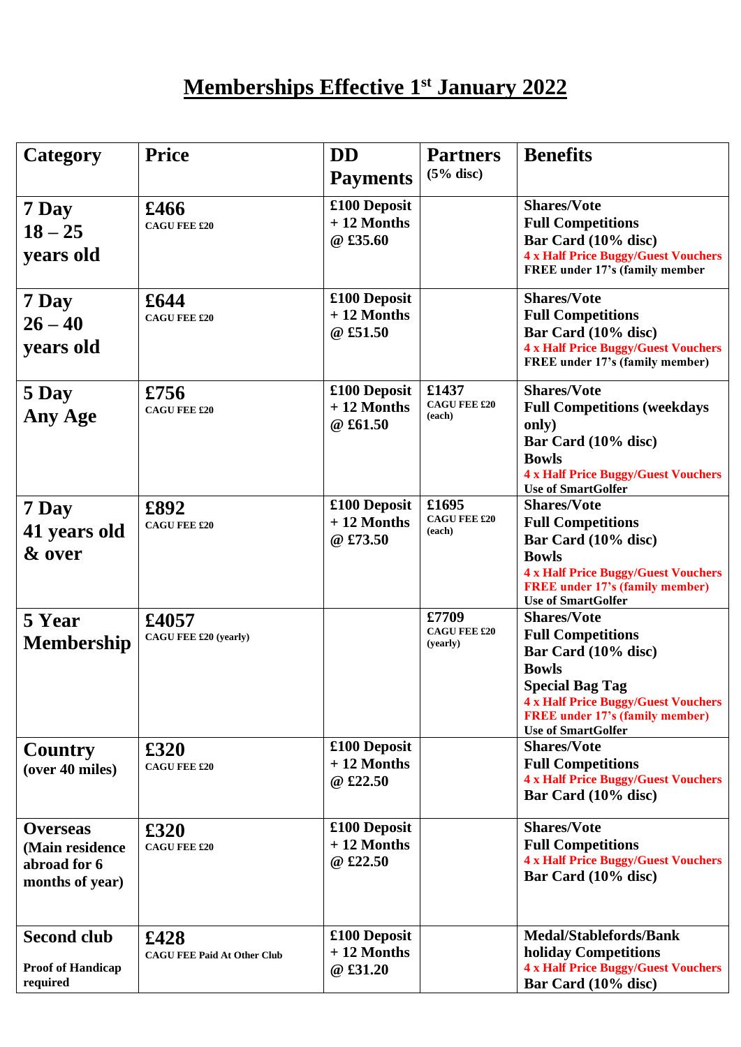# Memberships Effective 1st January 2022

| Category | Price | DD Payments | Partners (5% disc) | Benefits |
|---|---|---|---|---|
| 7 Day 18 – 25 years old | £466 CAGU FEE £20 | £100 Deposit + 12 Months @ £35.60 | | Shares/Vote<br>Full Competitions<br>Bar Card (10% disc)<br>4 x Half Price Buggy/Guest Vouchers<br>FREE under 17's (family member |
| 7 Day 26 – 40 years old | £644 CAGU FEE £20 | £100 Deposit + 12 Months @ £51.50 | | Shares/Vote<br>Full Competitions<br>Bar Card (10% disc)<br>4 x Half Price Buggy/Guest Vouchers<br>FREE under 17's (family member) |
| 5 Day Any Age | £756 CAGU FEE £20 | £100 Deposit + 12 Months @ £61.50 | £1437 CAGU FEE £20 (each) | Shares/Vote<br>Full Competitions (weekdays only)<br>Bar Card (10% disc)<br>Bowls<br>4 x Half Price Buggy/Guest Vouchers<br>Use of SmartGolfer |
| 7 Day 41 years old & over | £892 CAGU FEE £20 | £100 Deposit + 12 Months @ £73.50 | £1695 CAGU FEE £20 (each) | Shares/Vote<br>Full Competitions<br>Bar Card (10% disc)<br>Bowls<br>4 x Half Price Buggy/Guest Vouchers<br>FREE under 17's (family member)<br>Use of SmartGolfer |
| 5 Year Membership | £4057 CAGU FEE £20 (yearly) | | £7709 CAGU FEE £20 (yearly) | Shares/Vote<br>Full Competitions<br>Bar Card (10% disc)<br>Bowls<br>Special Bag Tag<br>4 x Half Price Buggy/Guest Vouchers<br>FREE under 17's (family member)<br>Use of SmartGolfer |
| Country (over 40 miles) | £320 CAGU FEE £20 | £100 Deposit + 12 Months @ £22.50 | | Shares/Vote<br>Full Competitions<br>4 x Half Price Buggy/Guest Vouchers<br>Bar Card (10% disc) |
| Overseas (Main residence abroad for 6 months of year) | £320 CAGU FEE £20 | £100 Deposit + 12 Months @ £22.50 | | Shares/Vote<br>Full Competitions<br>4 x Half Price Buggy/Guest Vouchers<br>Bar Card (10% disc) |
| Second club<br>Proof of Handicap required | £428 CAGU FEE Paid At Other Club | £100 Deposit + 12 Months @ £31.20 | | Medal/Stablefords/Bank holiday Competitions<br>4 x Half Price Buggy/Guest Vouchers<br>Bar Card (10% disc) |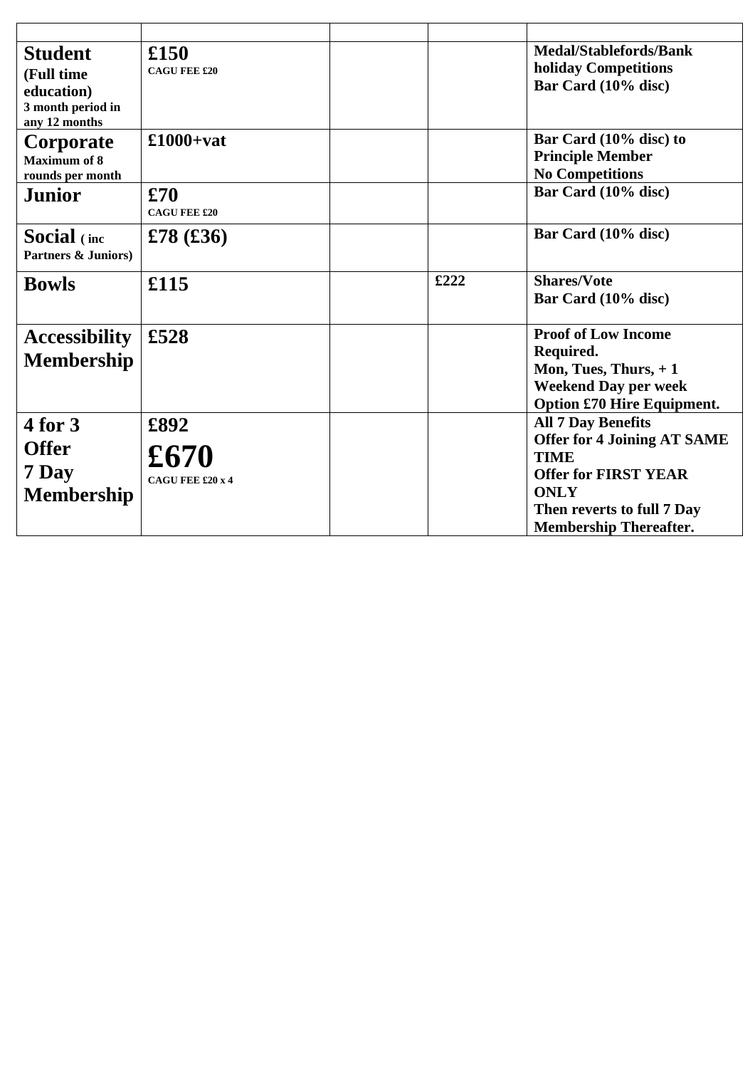| | | | | |
|---|---|---|---|---|
| | | | | |
| **Student** **(Full time education)** **3 month period in any 12 months** | **£150** **CAGU FEE £20** | | | **Medal/Stablefords/Bank holiday Competitions** **Bar Card (10% disc)** |
| **Corporate** **Maximum of 8 rounds per month** | **£1000+vat** | | | **Bar Card (10% disc) to Principle Member** **No Competitions** |
| **Junior** | **£70** **CAGU FEE £20** | | | **Bar Card (10% disc)** |
| **Social ( inc Partners & Juniors)** | **£78 (£36)** | | | **Bar Card (10% disc)** |
| **Bowls** | **£115** | | **£222** | **Shares/Vote** **Bar Card (10% disc)** |
| **Accessibility Membership** | **£528** | | | **Proof of Low Income Required.** **Mon, Tues, Thurs, + 1 Weekend Day per week** **Option £70 Hire Equipment.** |
| **4 for 3 Offer 7 Day Membership** | **£892** **£670** **CAGU FEE £20 x 4** | | | **All 7 Day Benefits** **Offer for 4 Joining AT SAME TIME** **Offer for FIRST YEAR ONLY** **Then reverts to full 7 Day Membership Thereafter.** |